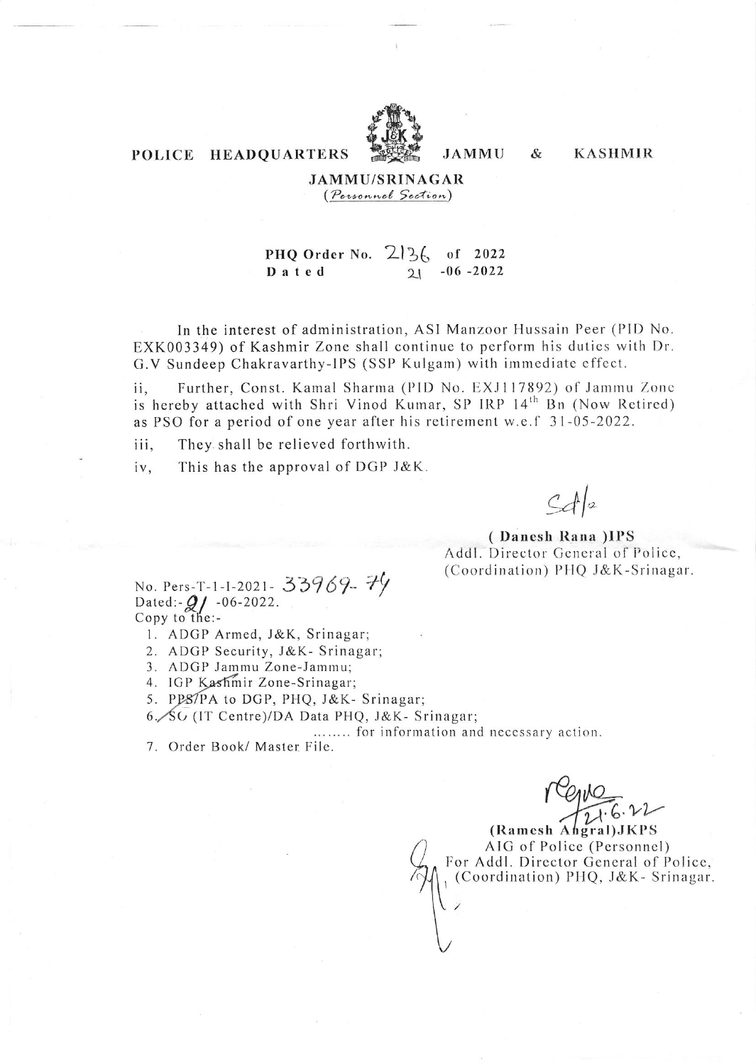# POLICE HEADQUARTERS JAMMU & KASHMIR

## JAMMU/SRINAGAR

*(Personnel Section)*

**PHQ Order No. 2136 of 2022**
**Dated 21 -06 -2022**

In the interest of administration, ASI Manzoor Hussain Peer (PID No. EXK003349) of Kashmir Zone shall continue to perform his duties with Dr. G.V Sundeep Chakravarthy-IPS (SSP Kulgam) with immediate effect.

ii, Further, Const. Kamal Sharma (PID No. EXJ117892) of Jammu Zone is hereby attached with Shri Vinod Kumar, SP IRP 14th Bn (Now Retired) as PSO for a period of one year after his retirement w.e.f 31-05-2022.

iii, They shall be relieved forthwith.

iv, This has the approval of DGP J&K.

Sd/-

**( Danesh Rana )IPS**
Addl. Director General of Police,
(Coordination) PHQ J&K-Srinagar.

No. Pers-T-1-I-2021- 33969-74
Dated:- 21 -06-2022.
Copy to the:-

1. ADGP Armed, J&K, Srinagar;
2. ADGP Security, J&K- Srinagar;
3. ADGP Jammu Zone-Jammu;
4. IGP Kashmir Zone-Srinagar;
5. PPS/PA to DGP, PHQ, J&K- Srinagar;
6. SO (IT Centre)/DA Data PHQ, J&K- Srinagar;

........ for information and necessary action.

7. Order Book/ Master File.

21.6.22

**(Ramesh Angral)JKPS**
AIG of Police (Personnel)
For Addl. Director General of Police,
(Coordination) PHQ, J&K- Srinagar.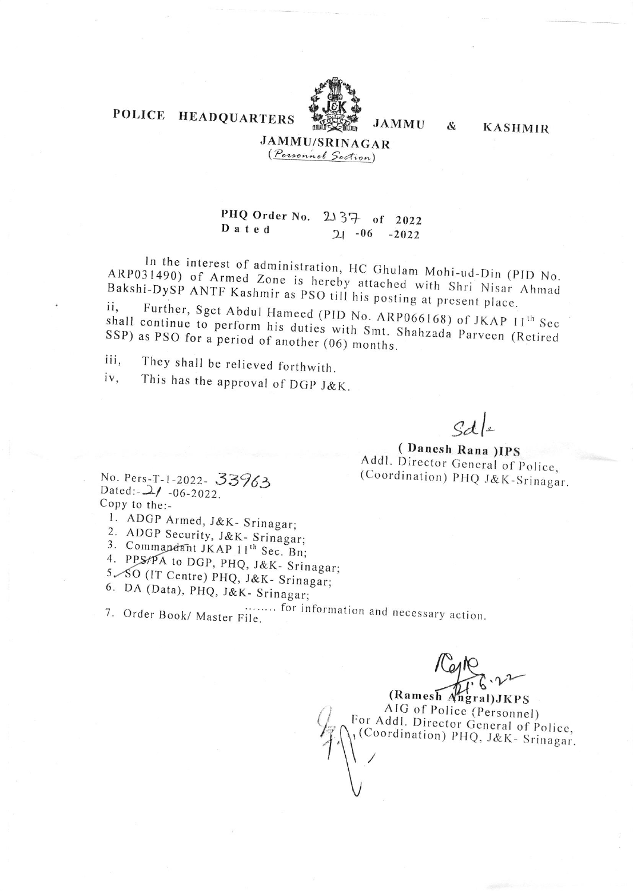**POLICE HEADQUARTERS JAMMU & KASHMIR**
**JAMMU/SRINAGAR**
*(Personnel Section)*

**PHQ Order No. 2137 of 2022**
**Dated 21 -06 -2022**

In the interest of administration, HC Ghulam Mohi-ud-Din (PID No. ARP031490) of Armed Zone is hereby attached with Shri Nisar Ahmad Bakshi-DySP ANTF Kashmir as PSO till his posting at present place.

ii, Further, Sgct Abdul Hameed (PID No. ARP066168) of JKAP 11th Sec shall continue to perform his duties with Smt. Shahzada Parveen (Retired SSP) as PSO for a period of another (06) months.

iii, They shall be relieved forthwith.

iv, This has the approval of DGP J&K.

Sd/-

**(Danesh Rana)IPS**
Addl. Director General of Police,
(Coordination) PHQ J&K-Srinagar.

No. Pers-T-1-2022- 33963
Dated:- 21 -06-2022.
Copy to the:-

1. ADGP Armed, J&K- Srinagar;
2. ADGP Security, J&K- Srinagar;
3. Commandant JKAP 11th Sec. Bn;
4. PPS/PA to DGP, PHQ, J&K- Srinagar;
5. SO (IT Centre) PHQ, J&K- Srinagar;
6. DA (Data), PHQ, J&K- Srinagar;
7. Order Book/ Master File.

........ for information and necessary action.

21.6.22

**(Ramesh Angral)JKPS**
AIG of Police (Personnel)
For Addl. Director General of Police,
(Coordination) PHQ, J&K- Srinagar.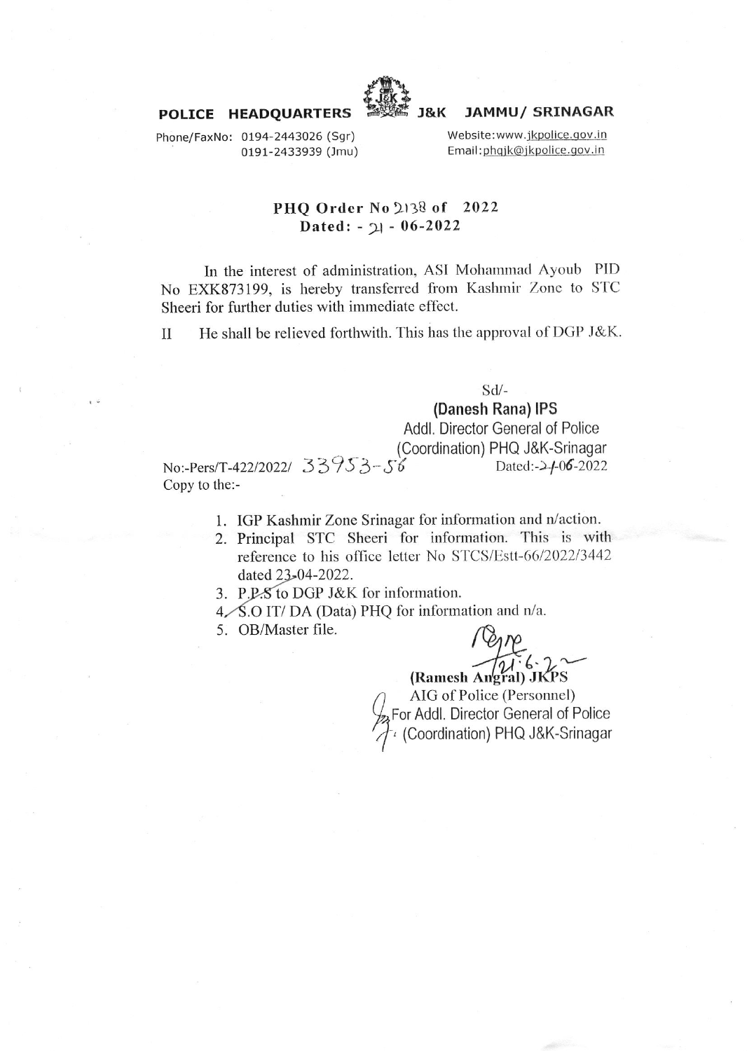**POLICE HEADQUARTERS J&K JAMMU/ SRINAGAR**

Phone/FaxNo: 0194-2443026 (Sgr)
0191-2433939 (Jmu)

Website:www.jkpolice.gov.in
Email:phqjk@jkpolice.gov.in

## PHQ Order No 2138 of 2022
## Dated: - 21 - 06-2022

In the interest of administration, ASI Mohammad Ayoub PID No EXK873199, is hereby transferred from Kashmir Zone to STC Sheeri for further duties with immediate effect.

II He shall be relieved forthwith. This has the approval of DGP J&K.

Sd/-
**(Danesh Rana) IPS**
Addl. Director General of Police
(Coordination) PHQ J&K-Srinagar

No:-Pers/T-422/2022/ 33953-56 Dated:-21-06-2022

Copy to the:-

1. IGP Kashmir Zone Srinagar for information and n/action.
2. Principal STC Sheeri for information. This is with reference to his office letter No STCS/Estt-66/2022/3442 dated 23-04-2022.
3. P.P.S to DGP J&K for information.
4. S.O IT/ DA (Data) PHQ for information and n/a.
5. OB/Master file.

21.6.22

**(Ramesh Angral) JKPS**
AIG of Police (Personnel)
For Addl. Director General of Police
(Coordination) PHQ J&K-Srinagar